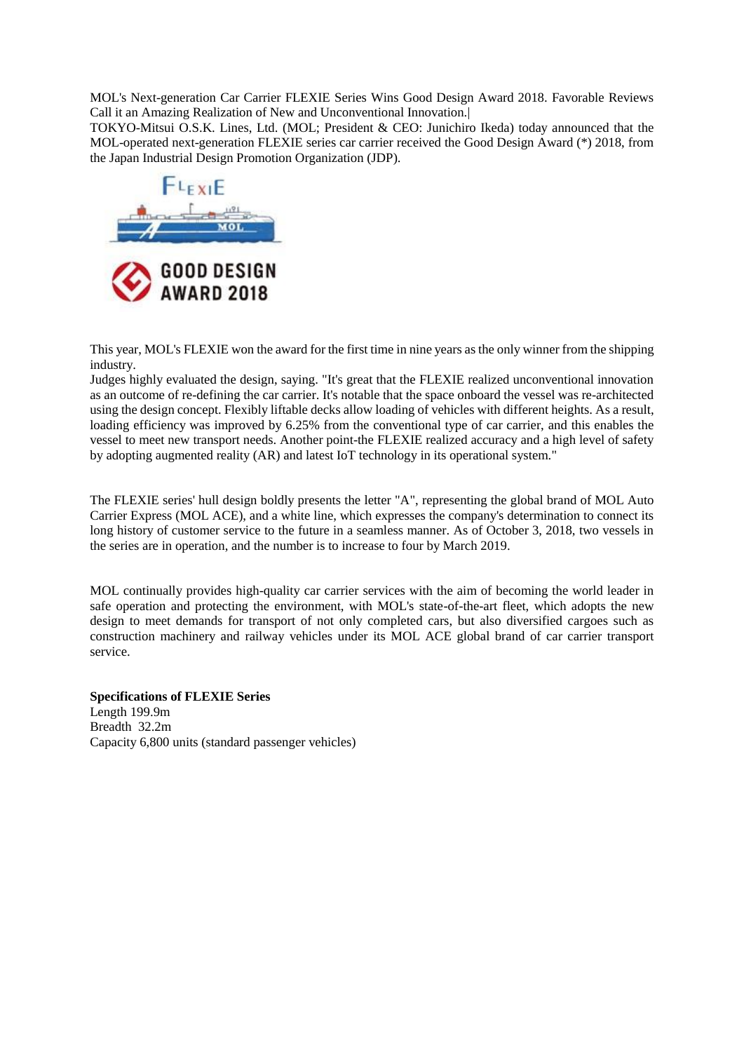MOL's Next-generation Car Carrier FLEXIE Series Wins Good Design Award 2018. Favorable Reviews Call it an Amazing Realization of New and Unconventional Innovation.|

TOKYO-Mitsui O.S.K. Lines, Ltd. (MOL; President & CEO: Junichiro Ikeda) today announced that the MOL-operated next-generation FLEXIE series car carrier received the Good Design Award (*) 2018, from the Japan Industrial Design Promotion Organization (JDP).

This year, MOL's FLEXIE won the award for the first time in nine years as the only winner from the shipping industry.

Judges highly evaluated the design, saying. "It's great that the FLEXIE realized unconventional innovation as an outcome of re-defining the car carrier. It's notable that the space onboard the vessel was re-architected using the design concept. Flexibly liftable decks allow loading of vehicles with different heights. As a result, loading efficiency was improved by 6.25% from the conventional type of car carrier, and this enables the vessel to meet new transport needs. Another point-the FLEXIE realized accuracy and a high level of safety by adopting augmented reality (AR) and latest IoT technology in its operational system."

The FLEXIE series' hull design boldly presents the letter "A", representing the global brand of MOL Auto Carrier Express (MOL ACE), and a white line, which expresses the company's determination to connect its long history of customer service to the future in a seamless manner. As of October 3, 2018, two vessels in the series are in operation, and the number is to increase to four by March 2019.

MOL continually provides high-quality car carrier services with the aim of becoming the world leader in safe operation and protecting the environment, with MOL's state-of-the-art fleet, which adopts the new design to meet demands for transport of not only completed cars, but also diversified cargoes such as construction machinery and railway vehicles under its MOL ACE global brand of car carrier transport service.

**Specifications of FLEXIE Series**

Length 199.9m
Breadth 32.2m
Capacity 6,800 units (standard passenger vehicles)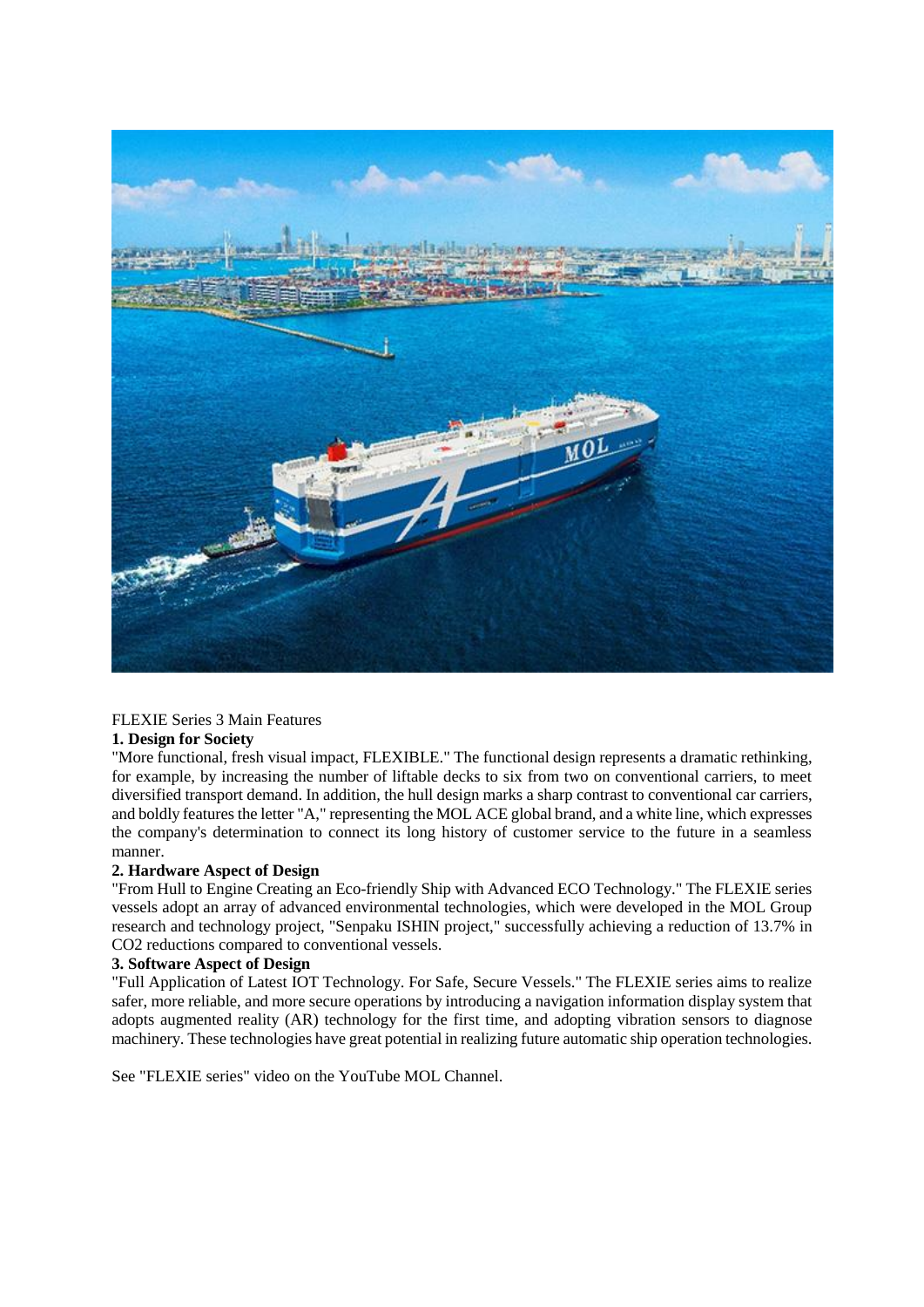FLEXIE Series 3 Main Features

**1. Design for Society**

"More functional, fresh visual impact, FLEXIBLE." The functional design represents a dramatic rethinking, for example, by increasing the number of liftable decks to six from two on conventional carriers, to meet diversified transport demand. In addition, the hull design marks a sharp contrast to conventional car carriers, and boldly features the letter "A," representing the MOL ACE global brand, and a white line, which expresses the company's determination to connect its long history of customer service to the future in a seamless manner.

**2. Hardware Aspect of Design**

"From Hull to Engine Creating an Eco-friendly Ship with Advanced ECO Technology." The FLEXIE series vessels adopt an array of advanced environmental technologies, which were developed in the MOL Group research and technology project, "Senpaku ISHIN project," successfully achieving a reduction of 13.7% in $CO_2$ reductions compared to conventional vessels.

**3. Software Aspect of Design**

"Full Application of Latest IOT Technology. For Safe, Secure Vessels." The FLEXIE series aims to realize safer, more reliable, and more secure operations by introducing a navigation information display system that adopts augmented reality (AR) technology for the first time, and adopting vibration sensors to diagnose machinery. These technologies have great potential in realizing future automatic ship operation technologies.

See "FLEXIE series" video on the YouTube MOL Channel.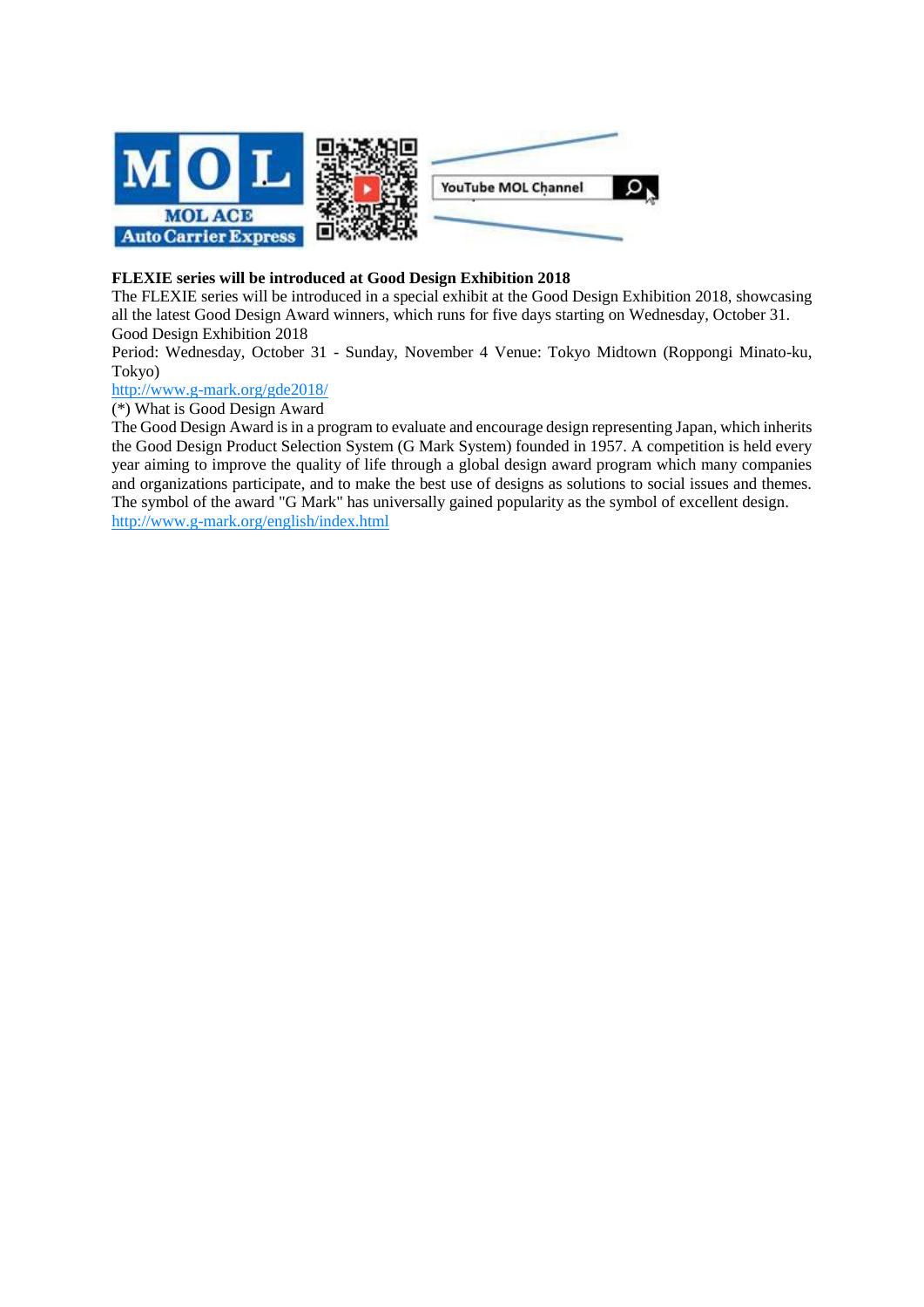**FLEXIE series will be introduced at Good Design Exhibition 2018**

The FLEXIE series will be introduced in a special exhibit at the Good Design Exhibition 2018, showcasing all the latest Good Design Award winners, which runs for five days starting on Wednesday, October 31.

Good Design Exhibition 2018

Period: Wednesday, October 31 - Sunday, November 4 Venue: Tokyo Midtown (Roppongi Minato-ku, Tokyo)

http://www.g-mark.org/gde2018/

(*) What is Good Design Award

The Good Design Award is in a program to evaluate and encourage design representing Japan, which inherits the Good Design Product Selection System (G Mark System) founded in 1957. A competition is held every year aiming to improve the quality of life through a global design award program which many companies and organizations participate, and to make the best use of designs as solutions to social issues and themes. The symbol of the award "G Mark" has universally gained popularity as the symbol of excellent design.

http://www.g-mark.org/english/index.html